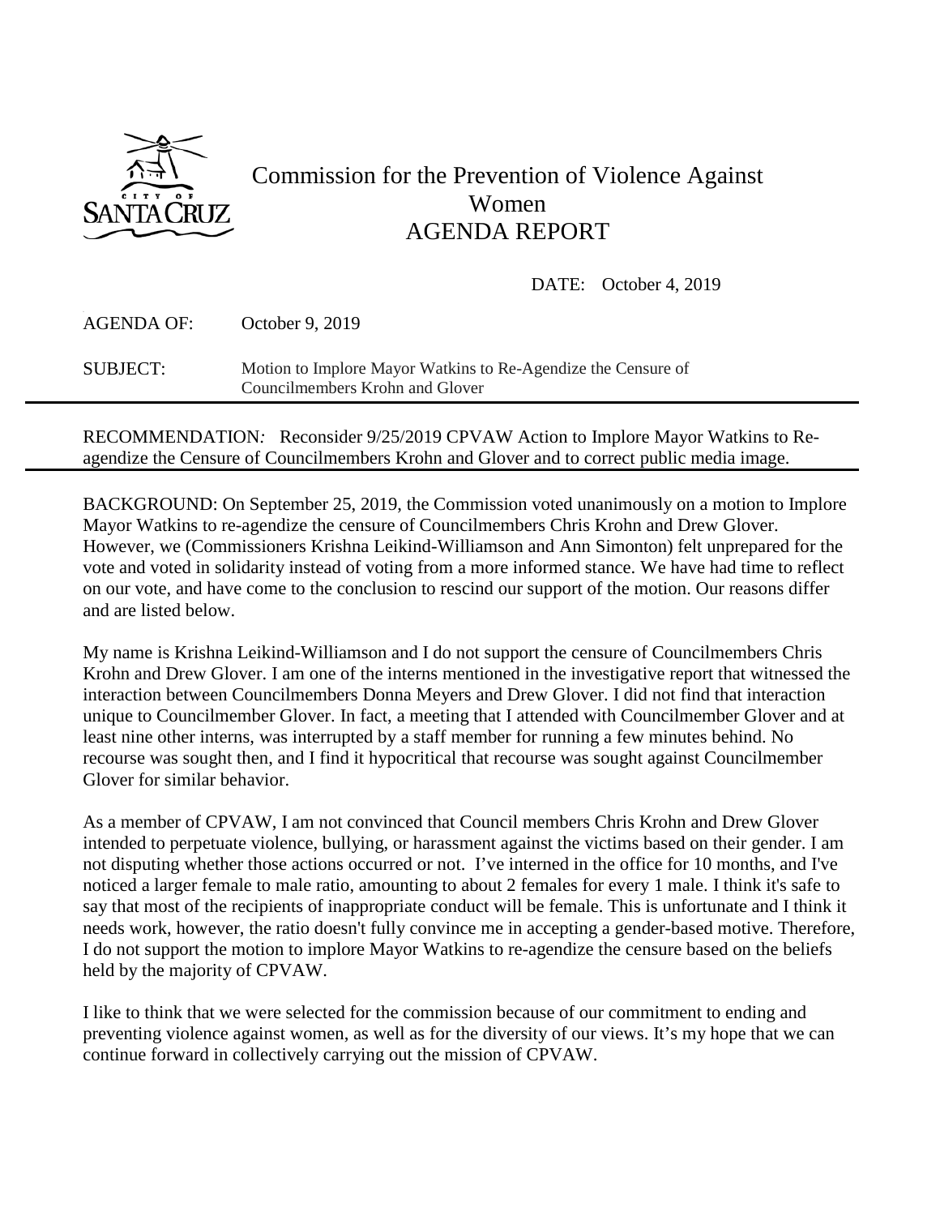CITY OF SANTA CRUZ

# Commission for the Prevention of Violence Against Women
# AGENDA REPORT

DATE: October 4, 2019

AGENDA OF: October 9, 2019

SUBJECT: Motion to Implore Mayor Watkins to Re-Agendize the Censure of Councilmembers Krohn and Glover

---

RECOMMENDATION*:* Reconsider 9/25/2019 CPVAW Action to Implore Mayor Watkins to Re-agendize the Censure of Councilmembers Krohn and Glover and to correct public media image.

---

BACKGROUND: On September 25, 2019, the Commission voted unanimously on a motion to Implore Mayor Watkins to re-agendize the censure of Councilmembers Chris Krohn and Drew Glover. However, we (Commissioners Krishna Leikind-Williamson and Ann Simonton) felt unprepared for the vote and voted in solidarity instead of voting from a more informed stance. We have had time to reflect on our vote, and have come to the conclusion to rescind our support of the motion. Our reasons differ and are listed below.

My name is Krishna Leikind-Williamson and I do not support the censure of Councilmembers Chris Krohn and Drew Glover. I am one of the interns mentioned in the investigative report that witnessed the interaction between Councilmembers Donna Meyers and Drew Glover. I did not find that interaction unique to Councilmember Glover. In fact, a meeting that I attended with Councilmember Glover and at least nine other interns, was interrupted by a staff member for running a few minutes behind. No recourse was sought then, and I find it hypocritical that recourse was sought against Councilmember Glover for similar behavior.

As a member of CPVAW, I am not convinced that Council members Chris Krohn and Drew Glover intended to perpetuate violence, bullying, or harassment against the victims based on their gender. I am not disputing whether those actions occurred or not. I've interned in the office for 10 months, and I've noticed a larger female to male ratio, amounting to about 2 females for every 1 male. I think it's safe to say that most of the recipients of inappropriate conduct will be female. This is unfortunate and I think it needs work, however, the ratio doesn't fully convince me in accepting a gender-based motive. Therefore, I do not support the motion to implore Mayor Watkins to re-agendize the censure based on the beliefs held by the majority of CPVAW.

I like to think that we were selected for the commission because of our commitment to ending and preventing violence against women, as well as for the diversity of our views. It's my hope that we can continue forward in collectively carrying out the mission of CPVAW.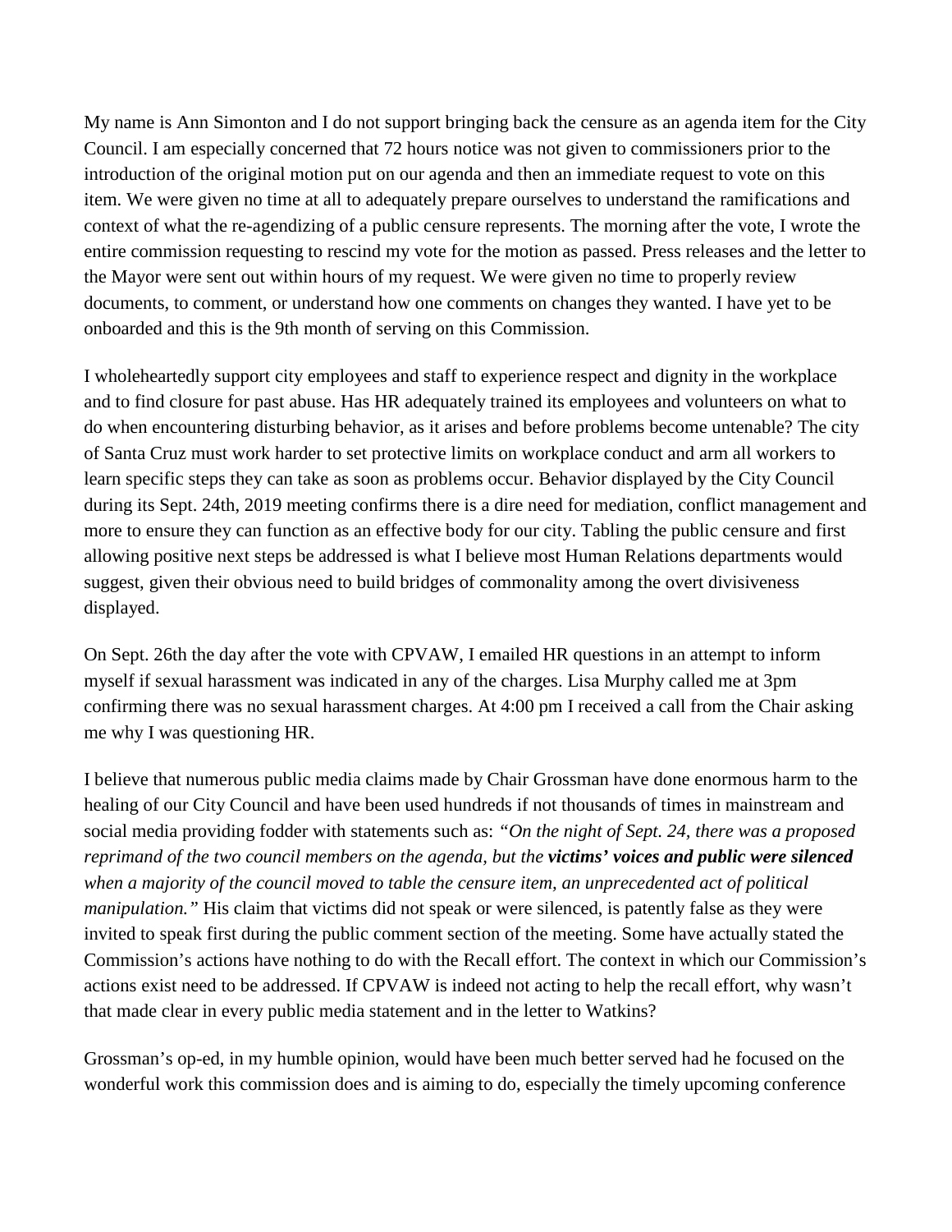My name is Ann Simonton and I do not support bringing back the censure as an agenda item for the City Council. I am especially concerned that 72 hours notice was not given to commissioners prior to the introduction of the original motion put on our agenda and then an immediate request to vote on this item. We were given no time at all to adequately prepare ourselves to understand the ramifications and context of what the re-agendizing of a public censure represents. The morning after the vote, I wrote the entire commission requesting to rescind my vote for the motion as passed. Press releases and the letter to the Mayor were sent out within hours of my request. We were given no time to properly review documents, to comment, or understand how one comments on changes they wanted. I have yet to be onboarded and this is the 9th month of serving on this Commission.

I wholeheartedly support city employees and staff to experience respect and dignity in the workplace and to find closure for past abuse. Has HR adequately trained its employees and volunteers on what to do when encountering disturbing behavior, as it arises and before problems become untenable? The city of Santa Cruz must work harder to set protective limits on workplace conduct and arm all workers to learn specific steps they can take as soon as problems occur. Behavior displayed by the City Council during its Sept. 24th, 2019 meeting confirms there is a dire need for mediation, conflict management and more to ensure they can function as an effective body for our city. Tabling the public censure and first allowing positive next steps be addressed is what I believe most Human Relations departments would suggest, given their obvious need to build bridges of commonality among the overt divisiveness displayed.

On Sept. 26th the day after the vote with CPVAW, I emailed HR questions in an attempt to inform myself if sexual harassment was indicated in any of the charges. Lisa Murphy called me at 3pm confirming there was no sexual harassment charges. At 4:00 pm I received a call from the Chair asking me why I was questioning HR.

I believe that numerous public media claims made by Chair Grossman have done enormous harm to the healing of our City Council and have been used hundreds if not thousands of times in mainstream and social media providing fodder with statements such as: *"On the night of Sept. 24, there was a proposed reprimand of the two council members on the agenda, but the **victims' voices and public were silenced** when a majority of the council moved to table the censure item, an unprecedented act of political manipulation."* His claim that victims did not speak or were silenced, is patently false as they were invited to speak first during the public comment section of the meeting. Some have actually stated the Commission's actions have nothing to do with the Recall effort. The context in which our Commission's actions exist need to be addressed. If CPVAW is indeed not acting to help the recall effort, why wasn't that made clear in every public media statement and in the letter to Watkins?

Grossman's op-ed, in my humble opinion, would have been much better served had he focused on the wonderful work this commission does and is aiming to do, especially the timely upcoming conference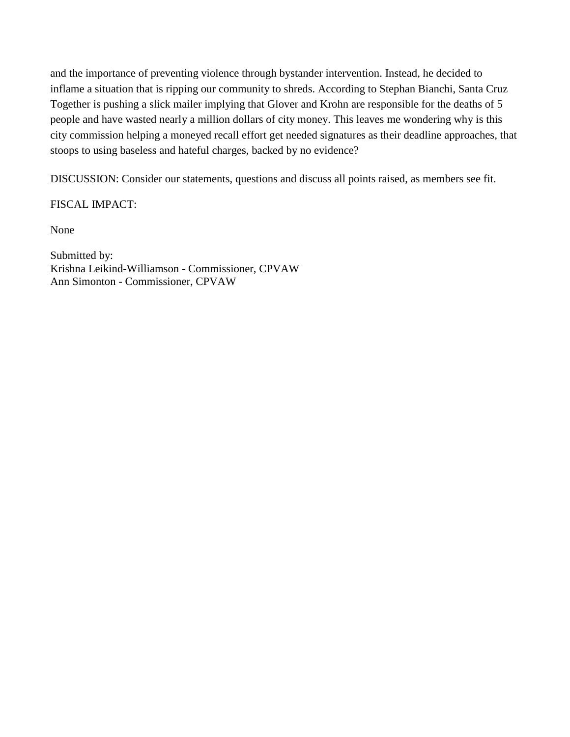and the importance of preventing violence through bystander intervention. Instead, he decided to inflame a situation that is ripping our community to shreds. According to Stephan Bianchi, Santa Cruz Together is pushing a slick mailer implying that Glover and Krohn are responsible for the deaths of 5 people and have wasted nearly a million dollars of city money. This leaves me wondering why is this city commission helping a moneyed recall effort get needed signatures as their deadline approaches, that stoops to using baseless and hateful charges, backed by no evidence?

DISCUSSION: Consider our statements, questions and discuss all points raised, as members see fit.

FISCAL IMPACT:

None

Submitted by:
Krishna Leikind-Williamson - Commissioner, CPVAW
Ann Simonton - Commissioner, CPVAW